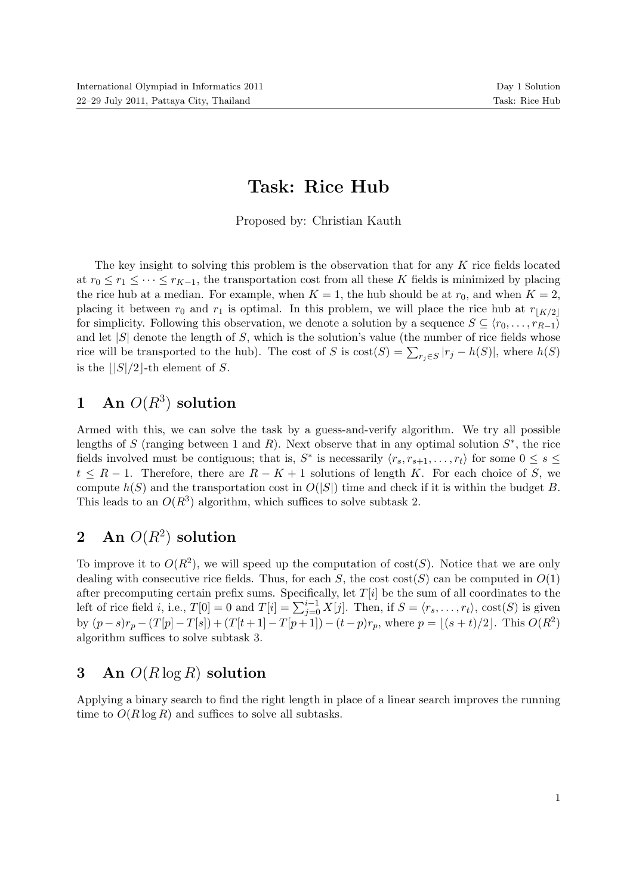# Task: Rice Hub

Proposed by: Christian Kauth

The key insight to solving this problem is the observation that for any $K$ rice fields located at $r_0 \leq r_1 \leq \cdots \leq r_{K-1}$, the transportation cost from all these $K$ fields is minimized by placing the rice hub at a median. For example, when $K = 1$, the hub should be at $r_0$, and when $K = 2$, placing it between $r_0$ and $r_1$ is optimal. In this problem, we will place the rice hub at $r_{\lfloor K/2 \rfloor}$ for simplicity. Following this observation, we denote a solution by a sequence $S \subseteq \langle r_0, \ldots, r_{R-1} \rangle$ and let $|S|$ denote the length of $S$, which is the solution's value (the number of rice fields whose rice will be transported to the hub). The cost of $S$ is $\text{cost}(S) = \sum_{r_j \in S} |r_j - h(S)|$, where $h(S)$ is the $\lfloor |S|/2 \rfloor$-th element of $S$.

## 1 An $O(R^3)$ solution

Armed with this, we can solve the task by a guess-and-verify algorithm. We try all possible lengths of $S$ (ranging between 1 and $R$). Next observe that in any optimal solution $S^*$, the rice fields involved must be contiguous; that is, $S^*$ is necessarily $\langle r_s, r_{s+1}, \ldots, r_t \rangle$ for some $0 \leq s \leq t \leq R-1$. Therefore, there are $R - K + 1$ solutions of length $K$. For each choice of $S$, we compute $h(S)$ and the transportation cost in $O(|S|)$ time and check if it is within the budget $B$. This leads to an $O(R^3)$ algorithm, which suffices to solve subtask 2.

## 2 An $O(R^2)$ solution

To improve it to $O(R^2)$, we will speed up the computation of $\text{cost}(S)$. Notice that we are only dealing with consecutive rice fields. Thus, for each $S$, the cost $\text{cost}(S)$ can be computed in $O(1)$ after precomputing certain prefix sums. Specifically, let $T[i]$ be the sum of all coordinates to the left of rice field $i$, i.e., $T[0] = 0$ and $T[i] = \sum_{j=0}^{i-1} X[j]$. Then, if $S = \langle r_s, \ldots, r_t \rangle$, $\text{cost}(S)$ is given by $(p - s)r_p - (T[p] - T[s]) + (T[t+1] - T[p+1]) - (t - p)r_p$, where $p = \lfloor (s + t)/2 \rfloor$. This $O(R^2)$ algorithm suffices to solve subtask 3.

## 3 An $O(R \log R)$ solution

Applying a binary search to find the right length in place of a linear search improves the running time to $O(R \log R)$ and suffices to solve all subtasks.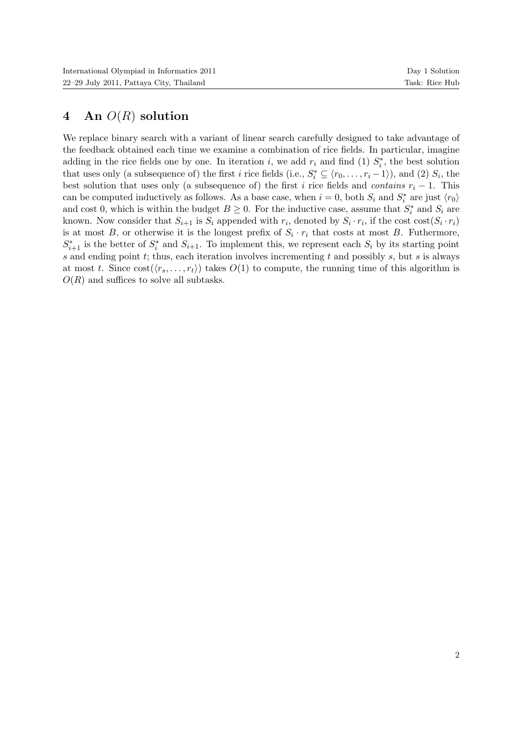## 4 An $O(R)$ solution

We replace binary search with a variant of linear search carefully designed to take advantage of the feedback obtained each time we examine a combination of rice fields. In particular, imagine adding in the rice fields one by one. In iteration $i$, we add $r_i$ and find (1) $S_i^*$, the best solution that uses only (a subsequence of) the first $i$ rice fields (i.e., $S_i^* \subseteq \langle r_0, \ldots, r_i - 1 \rangle$), and (2) $S_i$, the best solution that uses only (a subsequence of) the first $i$ rice fields and *contains* $r_i - 1$. This can be computed inductively as follows. As a base case, when $i = 0$, both $S_i$ and $S_i^*$ are just $\langle r_0 \rangle$ and cost 0, which is within the budget $B \geq 0$. For the inductive case, assume that $S_i^*$ and $S_i$ are known. Now consider that $S_{i+1}$ is $S_i$ appended with $r_i$, denoted by $S_i \cdot r_i$, if the cost $\text{cost}(S_i \cdot r_i)$ is at most $B$, or otherwise it is the longest prefix of $S_i \cdot r_i$ that costs at most $B$. Futhermore, $S_{i+1}^*$ is the better of $S_i^*$ and $S_{i+1}$. To implement this, we represent each $S_i$ by its starting point $s$ and ending point $t$; thus, each iteration involves incrementing $t$ and possibly $s$, but $s$ is always at most $t$. Since $\text{cost}(\langle r_s, \ldots, r_t \rangle)$ takes $O(1)$ to compute, the running time of this algorithm is $O(R)$ and suffices to solve all subtasks.